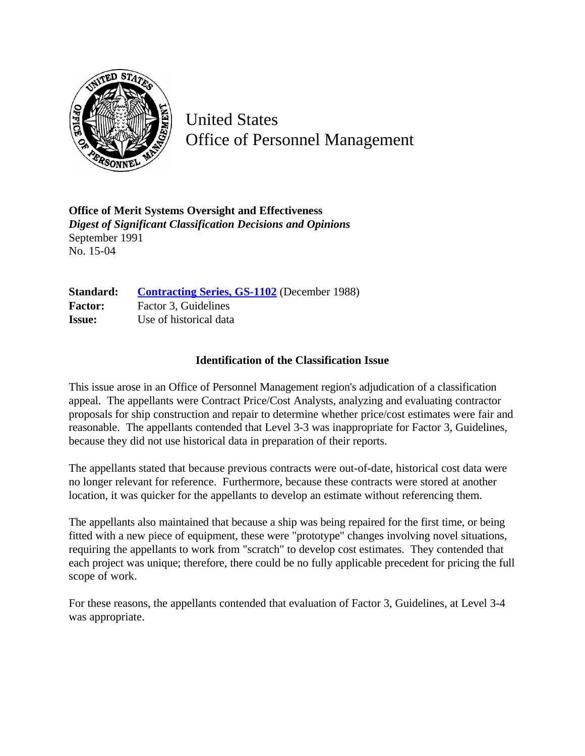# United States Office of Personnel Management

**Office of Merit Systems Oversight and Effectiveness**
***Digest of Significant Classification Decisions and Opinions***
September 1991
No. 15-04

| | |
|---|---|
| **Standard:** | **Contracting Series, GS-1102** (December 1988) |
| **Factor:** | Factor 3, Guidelines |
| **Issue:** | Use of historical data |

### Identification of the Classification Issue

This issue arose in an Office of Personnel Management region's adjudication of a classification appeal. The appellants were Contract Price/Cost Analysts, analyzing and evaluating contractor proposals for ship construction and repair to determine whether price/cost estimates were fair and reasonable. The appellants contended that Level 3-3 was inappropriate for Factor 3, Guidelines, because they did not use historical data in preparation of their reports.

The appellants stated that because previous contracts were out-of-date, historical cost data were no longer relevant for reference. Furthermore, because these contracts were stored at another location, it was quicker for the appellants to develop an estimate without referencing them.

The appellants also maintained that because a ship was being repaired for the first time, or being fitted with a new piece of equipment, these were "prototype" changes involving novel situations, requiring the appellants to work from "scratch" to develop cost estimates. They contended that each project was unique; therefore, there could be no fully applicable precedent for pricing the full scope of work.

For these reasons, the appellants contended that evaluation of Factor 3, Guidelines, at Level 3-4 was appropriate.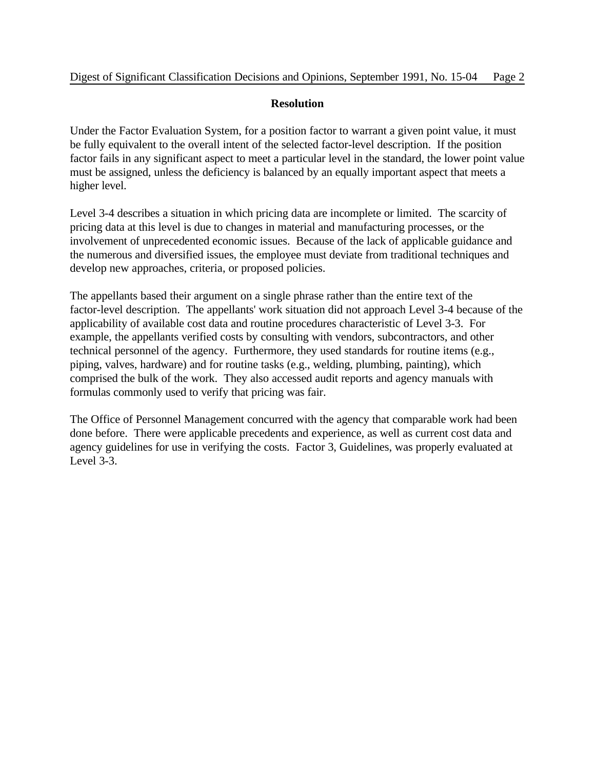**Resolution**

Under the Factor Evaluation System, for a position factor to warrant a given point value, it must be fully equivalent to the overall intent of the selected factor-level description. If the position factor fails in any significant aspect to meet a particular level in the standard, the lower point value must be assigned, unless the deficiency is balanced by an equally important aspect that meets a higher level.

Level 3-4 describes a situation in which pricing data are incomplete or limited. The scarcity of pricing data at this level is due to changes in material and manufacturing processes, or the involvement of unprecedented economic issues. Because of the lack of applicable guidance and the numerous and diversified issues, the employee must deviate from traditional techniques and develop new approaches, criteria, or proposed policies.

The appellants based their argument on a single phrase rather than the entire text of the factor-level description. The appellants' work situation did not approach Level 3-4 because of the applicability of available cost data and routine procedures characteristic of Level 3-3. For example, the appellants verified costs by consulting with vendors, subcontractors, and other technical personnel of the agency. Furthermore, they used standards for routine items (e.g., piping, valves, hardware) and for routine tasks (e.g., welding, plumbing, painting), which comprised the bulk of the work. They also accessed audit reports and agency manuals with formulas commonly used to verify that pricing was fair.

The Office of Personnel Management concurred with the agency that comparable work had been done before. There were applicable precedents and experience, as well as current cost data and agency guidelines for use in verifying the costs. Factor 3, Guidelines, was properly evaluated at Level 3-3.